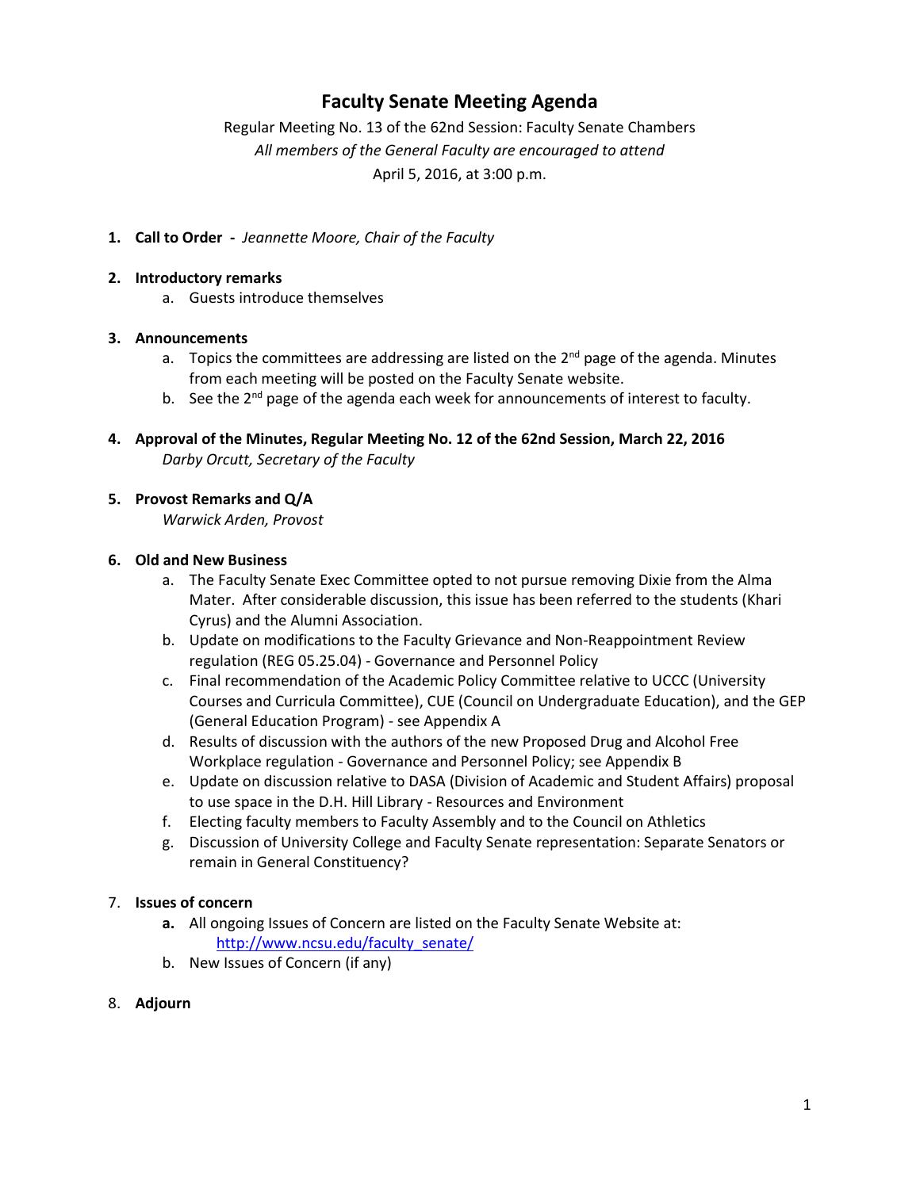# Faculty Senate Meeting Agenda

Regular Meeting No. 13 of the 62nd Session: Faculty Senate Chambers
*All members of the General Faculty are encouraged to attend*
April 5, 2016, at 3:00 p.m.

1. **Call to Order -** *Jeannette Moore, Chair of the Faculty*

2. **Introductory remarks**
   a. Guests introduce themselves

3. **Announcements**
   a. Topics the committees are addressing are listed on the 2nd page of the agenda. Minutes from each meeting will be posted on the Faculty Senate website.
   b. See the 2nd page of the agenda each week for announcements of interest to faculty.

4. **Approval of the Minutes, Regular Meeting No. 12 of the 62nd Session, March 22, 2016**
   *Darby Orcutt, Secretary of the Faculty*

5. **Provost Remarks and Q/A**
   *Warwick Arden, Provost*

6. **Old and New Business**
   a. The Faculty Senate Exec Committee opted to not pursue removing Dixie from the Alma Mater. After considerable discussion, this issue has been referred to the students (Khari Cyrus) and the Alumni Association.
   b. Update on modifications to the Faculty Grievance and Non-Reappointment Review regulation (REG 05.25.04) - Governance and Personnel Policy
   c. Final recommendation of the Academic Policy Committee relative to UCCC (University Courses and Curricula Committee), CUE (Council on Undergraduate Education), and the GEP (General Education Program) - see Appendix A
   d. Results of discussion with the authors of the new Proposed Drug and Alcohol Free Workplace regulation - Governance and Personnel Policy; see Appendix B
   e. Update on discussion relative to DASA (Division of Academic and Student Affairs) proposal to use space in the D.H. Hill Library - Resources and Environment
   f. Electing faculty members to Faculty Assembly and to the Council on Athletics
   g. Discussion of University College and Faculty Senate representation: Separate Senators or remain in General Constituency?

7. **Issues of concern**
   **a.** All ongoing Issues of Concern are listed on the Faculty Senate Website at: http://www.ncsu.edu/faculty_senate/
   b. New Issues of Concern (if any)

8. **Adjourn**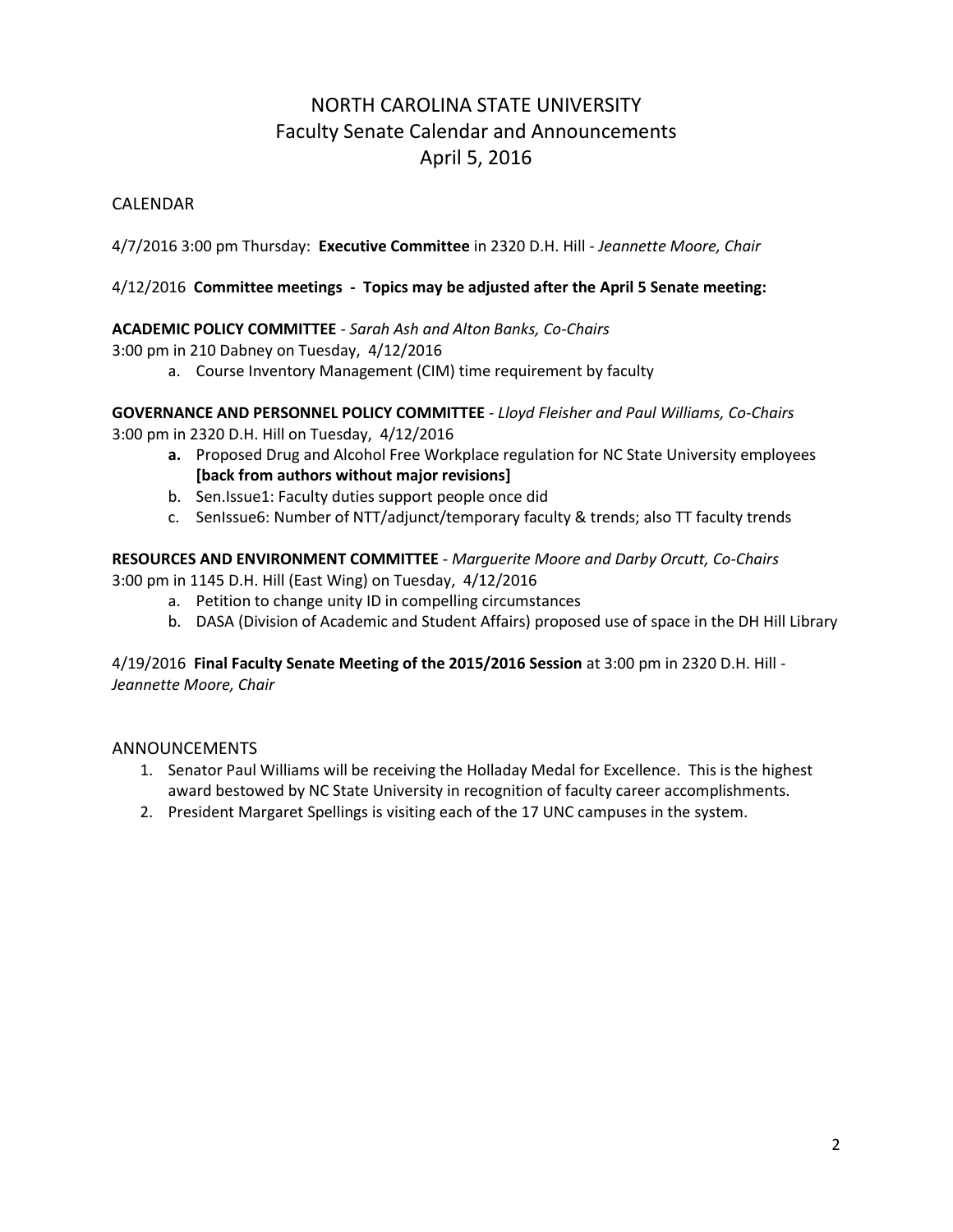# NORTH CAROLINA STATE UNIVERSITY
## Faculty Senate Calendar and Announcements
## April 5, 2016

### CALENDAR

4/7/2016 3:00 pm Thursday: **Executive Committee** in 2320 D.H. Hill - *Jeannette Moore, Chair*

4/12/2016 **Committee meetings - Topics may be adjusted after the April 5 Senate meeting:**

**ACADEMIC POLICY COMMITTEE** - *Sarah Ash and Alton Banks, Co-Chairs*
3:00 pm in 210 Dabney on Tuesday, 4/12/2016

a. Course Inventory Management (CIM) time requirement by faculty

**GOVERNANCE AND PERSONNEL POLICY COMMITTEE** - *Lloyd Fleisher and Paul Williams, Co-Chairs*
3:00 pm in 2320 D.H. Hill on Tuesday, 4/12/2016

**a.** Proposed Drug and Alcohol Free Workplace regulation for NC State University employees **[back from authors without major revisions]**
b. Sen.Issue1: Faculty duties support people once did
c. SenIssue6: Number of NTT/adjunct/temporary faculty & trends; also TT faculty trends

**RESOURCES AND ENVIRONMENT COMMITTEE** - *Marguerite Moore and Darby Orcutt, Co-Chairs*
3:00 pm in 1145 D.H. Hill (East Wing) on Tuesday, 4/12/2016

a. Petition to change unity ID in compelling circumstances
b. DASA (Division of Academic and Student Affairs) proposed use of space in the DH Hill Library

4/19/2016 **Final Faculty Senate Meeting of the 2015/2016 Session** at 3:00 pm in 2320 D.H. Hill - *Jeannette Moore, Chair*

### ANNOUNCEMENTS

1. Senator Paul Williams will be receiving the Holladay Medal for Excellence. This is the highest award bestowed by NC State University in recognition of faculty career accomplishments.
2. President Margaret Spellings is visiting each of the 17 UNC campuses in the system.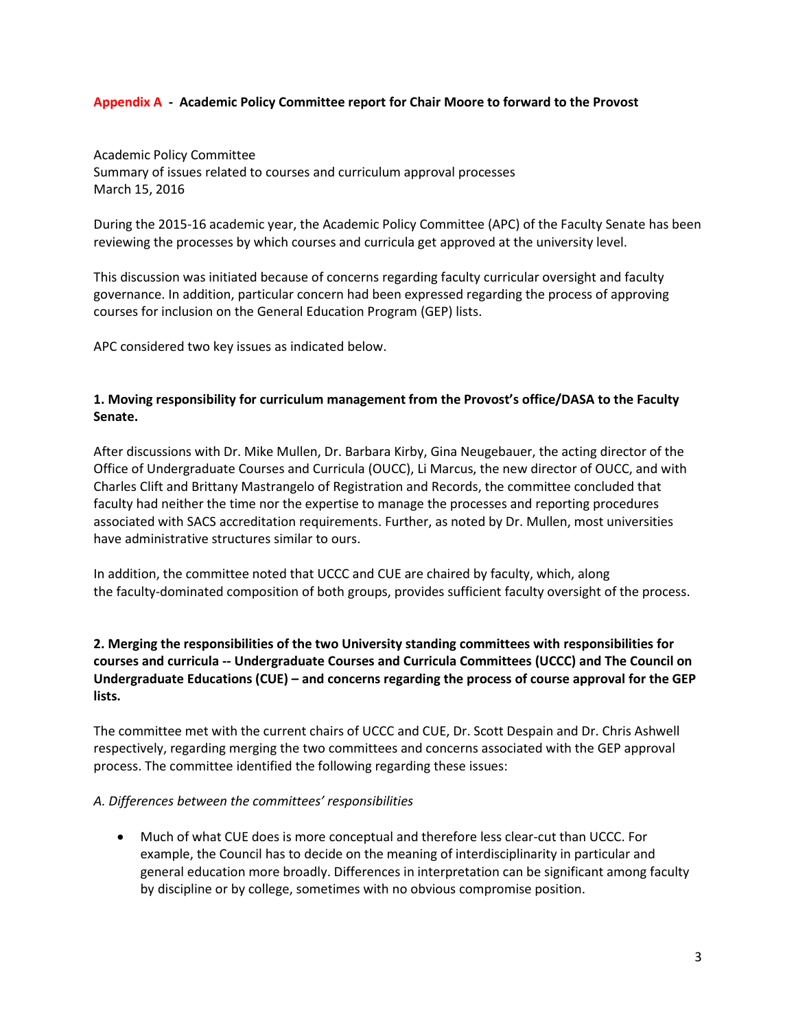**Appendix A - Academic Policy Committee report for Chair Moore to forward to the Provost**

Academic Policy Committee
Summary of issues related to courses and curriculum approval processes
March 15, 2016

During the 2015-16 academic year, the Academic Policy Committee (APC) of the Faculty Senate has been reviewing the processes by which courses and curricula get approved at the university level.

This discussion was initiated because of concerns regarding faculty curricular oversight and faculty governance. In addition, particular concern had been expressed regarding the process of approving courses for inclusion on the General Education Program (GEP) lists.

APC considered two key issues as indicated below.

**1. Moving responsibility for curriculum management from the Provost's office/DASA to the Faculty Senate.**

After discussions with Dr. Mike Mullen, Dr. Barbara Kirby, Gina Neugebauer, the acting director of the Office of Undergraduate Courses and Curricula (OUCC), Li Marcus, the new director of OUCC, and with Charles Clift and Brittany Mastrangelo of Registration and Records, the committee concluded that faculty had neither the time nor the expertise to manage the processes and reporting procedures associated with SACS accreditation requirements. Further, as noted by Dr. Mullen, most universities have administrative structures similar to ours.

In addition, the committee noted that UCCC and CUE are chaired by faculty, which, along the faculty-dominated composition of both groups, provides sufficient faculty oversight of the process.

**2. Merging the responsibilities of the two University standing committees with responsibilities for courses and curricula -- Undergraduate Courses and Curricula Committees (UCCC) and The Council on Undergraduate Educations (CUE) – and concerns regarding the process of course approval for the GEP lists.**

The committee met with the current chairs of UCCC and CUE, Dr. Scott Despain and Dr. Chris Ashwell respectively, regarding merging the two committees and concerns associated with the GEP approval process. The committee identified the following regarding these issues:

*A. Differences between the committees' responsibilities*

- Much of what CUE does is more conceptual and therefore less clear-cut than UCCC. For example, the Council has to decide on the meaning of interdisciplinarity in particular and general education more broadly. Differences in interpretation can be significant among faculty by discipline or by college, sometimes with no obvious compromise position.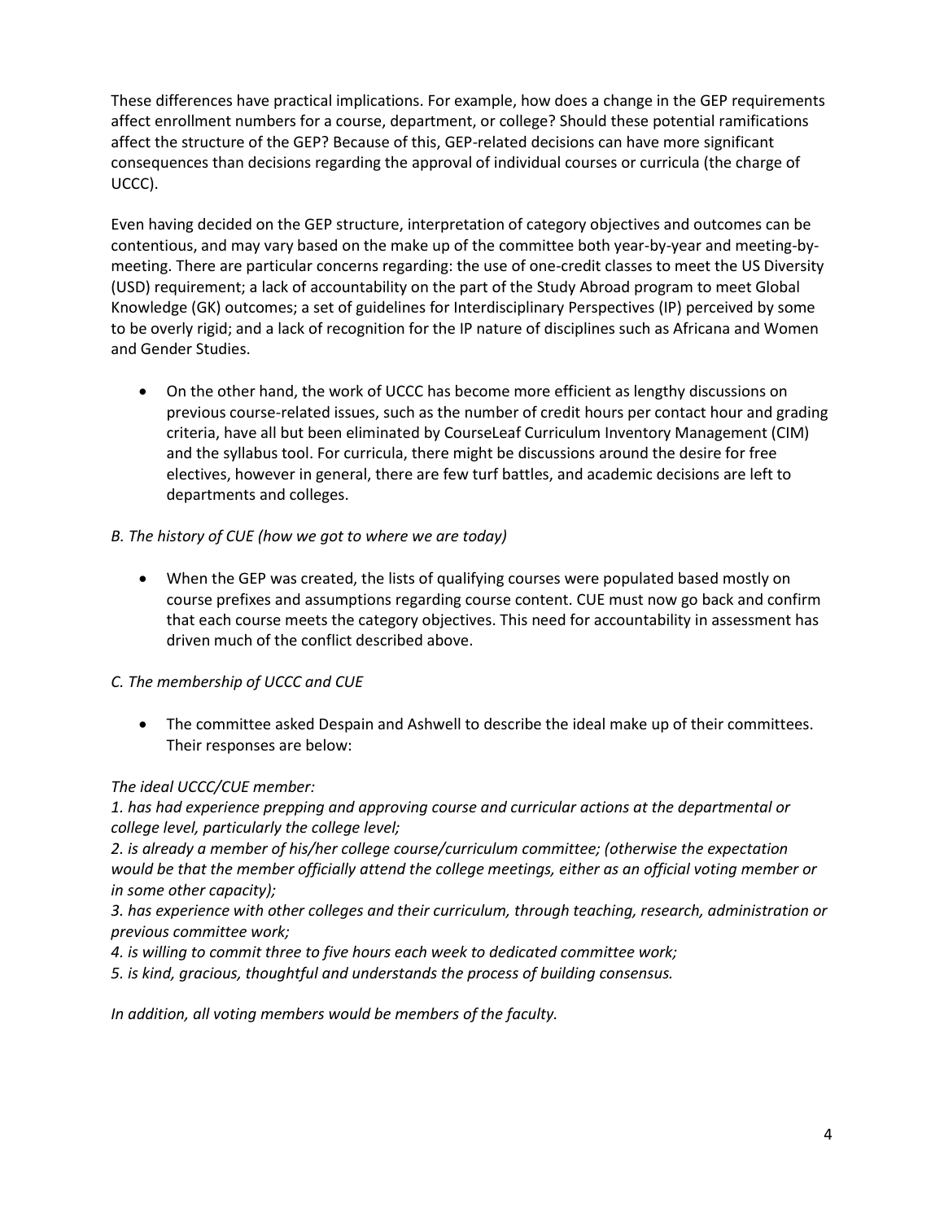These differences have practical implications. For example, how does a change in the GEP requirements affect enrollment numbers for a course, department, or college? Should these potential ramifications affect the structure of the GEP? Because of this, GEP-related decisions can have more significant consequences than decisions regarding the approval of individual courses or curricula (the charge of UCCC).

Even having decided on the GEP structure, interpretation of category objectives and outcomes can be contentious, and may vary based on the make up of the committee both year-by-year and meeting-by-meeting. There are particular concerns regarding: the use of one-credit classes to meet the US Diversity (USD) requirement; a lack of accountability on the part of the Study Abroad program to meet Global Knowledge (GK) outcomes; a set of guidelines for Interdisciplinary Perspectives (IP) perceived by some to be overly rigid; and a lack of recognition for the IP nature of disciplines such as Africana and Women and Gender Studies.

- On the other hand, the work of UCCC has become more efficient as lengthy discussions on previous course-related issues, such as the number of credit hours per contact hour and grading criteria, have all but been eliminated by CourseLeaf Curriculum Inventory Management (CIM) and the syllabus tool. For curricula, there might be discussions around the desire for free electives, however in general, there are few turf battles, and academic decisions are left to departments and colleges.

*B. The history of CUE (how we got to where we are today)*

- When the GEP was created, the lists of qualifying courses were populated based mostly on course prefixes and assumptions regarding course content. CUE must now go back and confirm that each course meets the category objectives. This need for accountability in assessment has driven much of the conflict described above.

*C. The membership of UCCC and CUE*

- The committee asked Despain and Ashwell to describe the ideal make up of their committees. Their responses are below:

*The ideal UCCC/CUE member:*

*1. has had experience prepping and approving course and curricular actions at the departmental or college level, particularly the college level;*

*2. is already a member of his/her college course/curriculum committee; (otherwise the expectation would be that the member officially attend the college meetings, either as an official voting member or in some other capacity);*

*3. has experience with other colleges and their curriculum, through teaching, research, administration or previous committee work;*

*4. is willing to commit three to five hours each week to dedicated committee work;*

*5. is kind, gracious, thoughtful and understands the process of building consensus.*

*In addition, all voting members would be members of the faculty.*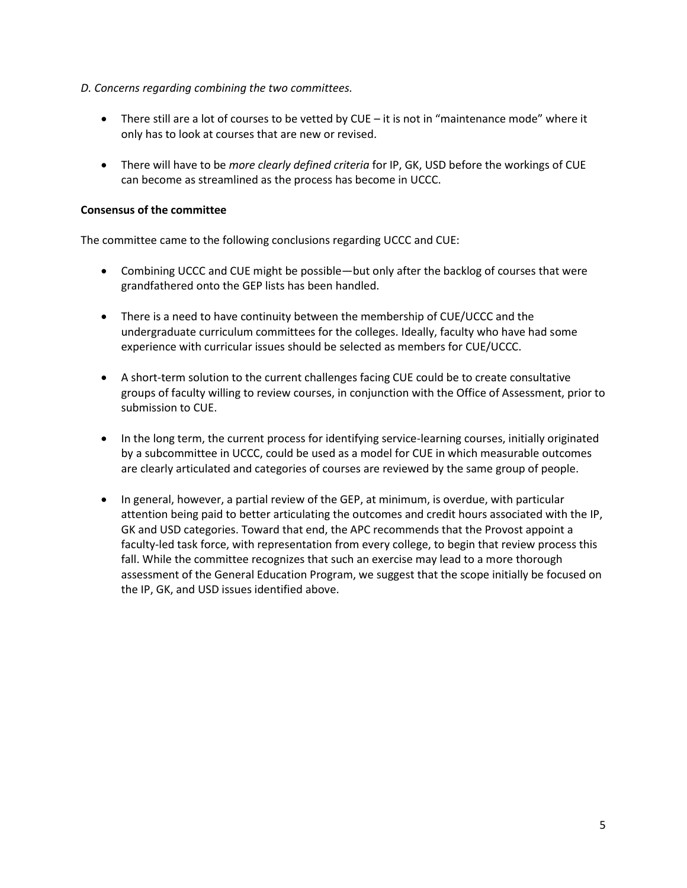*D. Concerns regarding combining the two committees.*

- There still are a lot of courses to be vetted by CUE – it is not in "maintenance mode" where it only has to look at courses that are new or revised.

- There will have to be *more clearly defined criteria* for IP, GK, USD before the workings of CUE can become as streamlined as the process has become in UCCC.

**Consensus of the committee**

The committee came to the following conclusions regarding UCCC and CUE:

- Combining UCCC and CUE might be possible—but only after the backlog of courses that were grandfathered onto the GEP lists has been handled.

- There is a need to have continuity between the membership of CUE/UCCC and the undergraduate curriculum committees for the colleges. Ideally, faculty who have had some experience with curricular issues should be selected as members for CUE/UCCC.

- A short-term solution to the current challenges facing CUE could be to create consultative groups of faculty willing to review courses, in conjunction with the Office of Assessment, prior to submission to CUE.

- In the long term, the current process for identifying service-learning courses, initially originated by a subcommittee in UCCC, could be used as a model for CUE in which measurable outcomes are clearly articulated and categories of courses are reviewed by the same group of people.

- In general, however, a partial review of the GEP, at minimum, is overdue, with particular attention being paid to better articulating the outcomes and credit hours associated with the IP, GK and USD categories. Toward that end, the APC recommends that the Provost appoint a faculty-led task force, with representation from every college, to begin that review process this fall. While the committee recognizes that such an exercise may lead to a more thorough assessment of the General Education Program, we suggest that the scope initially be focused on the IP, GK, and USD issues identified above.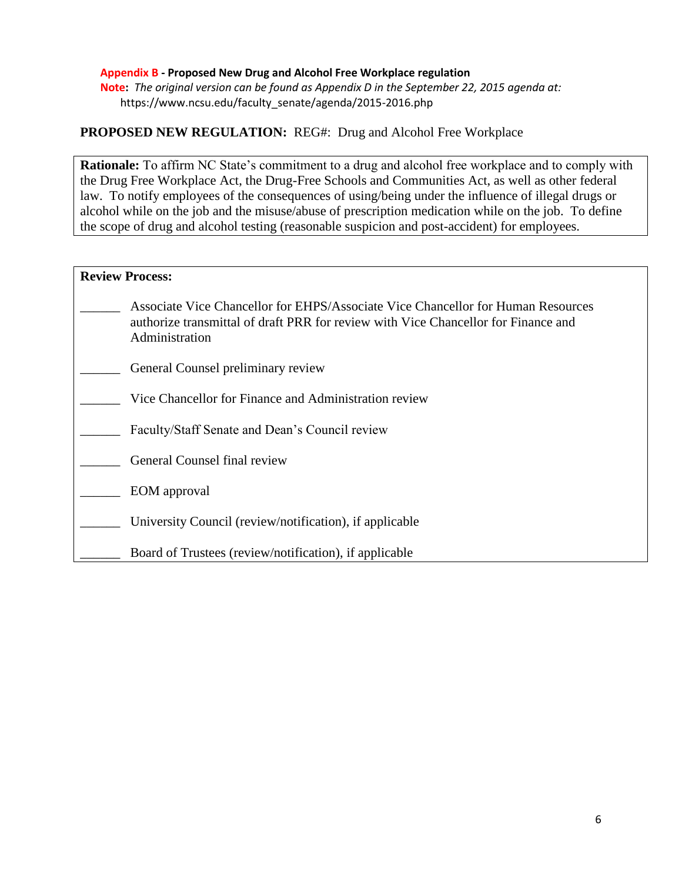**Appendix B - Proposed New Drug and Alcohol Free Workplace regulation**

**Note:** *The original version can be found as Appendix D in the September 22, 2015 agenda at:* https://www.ncsu.edu/faculty_senate/agenda/2015-2016.php

**PROPOSED NEW REGULATION:** REG#: Drug and Alcohol Free Workplace

**Rationale:** To affirm NC State's commitment to a drug and alcohol free workplace and to comply with the Drug Free Workplace Act, the Drug-Free Schools and Communities Act, as well as other federal law. To notify employees of the consequences of using/being under the influence of illegal drugs or alcohol while on the job and the misuse/abuse of prescription medication while on the job. To define the scope of drug and alcohol testing (reasonable suspicion and post-accident) for employees.

**Review Process:**

______ Associate Vice Chancellor for EHPS/Associate Vice Chancellor for Human Resources authorize transmittal of draft PRR for review with Vice Chancellor for Finance and Administration

______ General Counsel preliminary review

______ Vice Chancellor for Finance and Administration review

______ Faculty/Staff Senate and Dean's Council review

______ General Counsel final review

______ EOM approval

______ University Council (review/notification), if applicable

______ Board of Trustees (review/notification), if applicable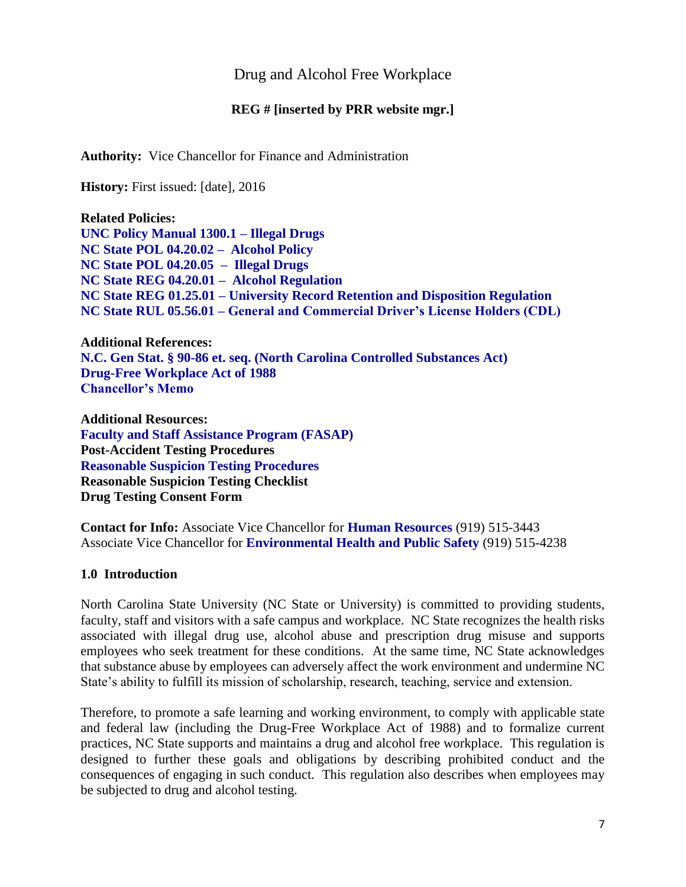# Drug and Alcohol Free Workplace

**REG # [inserted by PRR website mgr.]**

**Authority:** Vice Chancellor for Finance and Administration

**History:** First issued: [date], 2016

**Related Policies:**
**UNC Policy Manual 1300.1 – Illegal Drugs**
**NC State POL 04.20.02 – Alcohol Policy**
**NC State POL 04.20.05 – Illegal Drugs**
**NC State REG 04.20.01 – Alcohol Regulation**
**NC State REG 01.25.01 – University Record Retention and Disposition Regulation**
**NC State RUL 05.56.01 – General and Commercial Driver's License Holders (CDL)**

**Additional References:**
**N.C. Gen Stat. § 90-86 et. seq. (North Carolina Controlled Substances Act)**
**Drug-Free Workplace Act of 1988**
**Chancellor's Memo**

**Additional Resources:**
**Faculty and Staff Assistance Program (FASAP)**
**Post-Accident Testing Procedures**
**Reasonable Suspicion Testing Procedures**
**Reasonable Suspicion Testing Checklist**
**Drug Testing Consent Form**

**Contact for Info:** Associate Vice Chancellor for **Human Resources** (919) 515-3443
Associate Vice Chancellor for **Environmental Health and Public Safety** (919) 515-4238

## 1.0 Introduction

North Carolina State University (NC State or University) is committed to providing students, faculty, staff and visitors with a safe campus and workplace. NC State recognizes the health risks associated with illegal drug use, alcohol abuse and prescription drug misuse and supports employees who seek treatment for these conditions. At the same time, NC State acknowledges that substance abuse by employees can adversely affect the work environment and undermine NC State's ability to fulfill its mission of scholarship, research, teaching, service and extension.

Therefore, to promote a safe learning and working environment, to comply with applicable state and federal law (including the Drug-Free Workplace Act of 1988) and to formalize current practices, NC State supports and maintains a drug and alcohol free workplace. This regulation is designed to further these goals and obligations by describing prohibited conduct and the consequences of engaging in such conduct. This regulation also describes when employees may be subjected to drug and alcohol testing.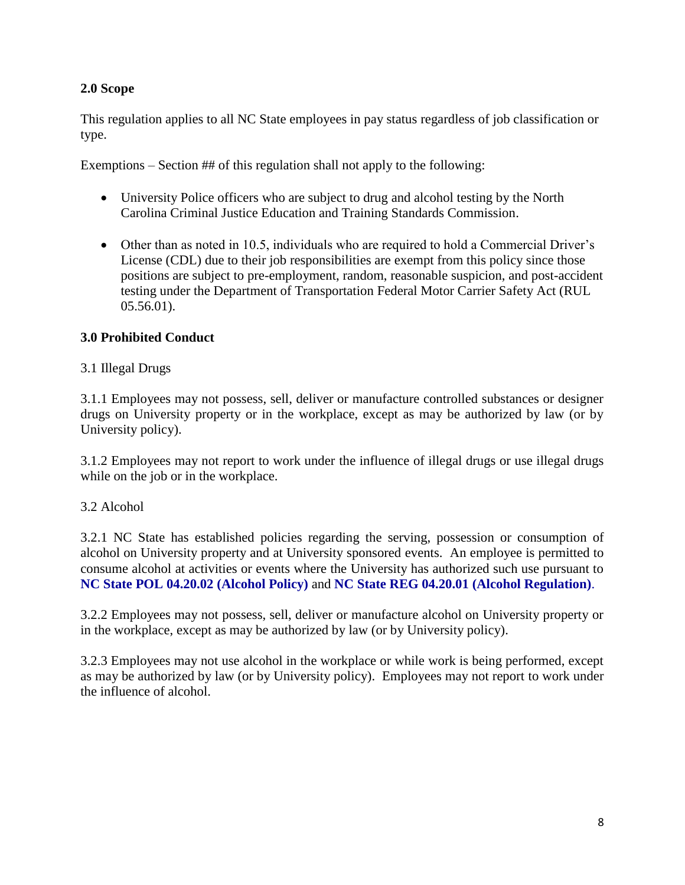## 2.0 Scope

This regulation applies to all NC State employees in pay status regardless of job classification or type.

Exemptions – Section ## of this regulation shall not apply to the following:

- University Police officers who are subject to drug and alcohol testing by the North Carolina Criminal Justice Education and Training Standards Commission.
- Other than as noted in 10.5, individuals who are required to hold a Commercial Driver's License (CDL) due to their job responsibilities are exempt from this policy since those positions are subject to pre-employment, random, reasonable suspicion, and post-accident testing under the Department of Transportation Federal Motor Carrier Safety Act (RUL 05.56.01).

## 3.0 Prohibited Conduct

3.1 Illegal Drugs

3.1.1 Employees may not possess, sell, deliver or manufacture controlled substances or designer drugs on University property or in the workplace, except as may be authorized by law (or by University policy).

3.1.2 Employees may not report to work under the influence of illegal drugs or use illegal drugs while on the job or in the workplace.

3.2 Alcohol

3.2.1 NC State has established policies regarding the serving, possession or consumption of alcohol on University property and at University sponsored events. An employee is permitted to consume alcohol at activities or events where the University has authorized such use pursuant to **NC State POL 04.20.02 (Alcohol Policy)** and **NC State REG 04.20.01 (Alcohol Regulation)**.

3.2.2 Employees may not possess, sell, deliver or manufacture alcohol on University property or in the workplace, except as may be authorized by law (or by University policy).

3.2.3 Employees may not use alcohol in the workplace or while work is being performed, except as may be authorized by law (or by University policy). Employees may not report to work under the influence of alcohol.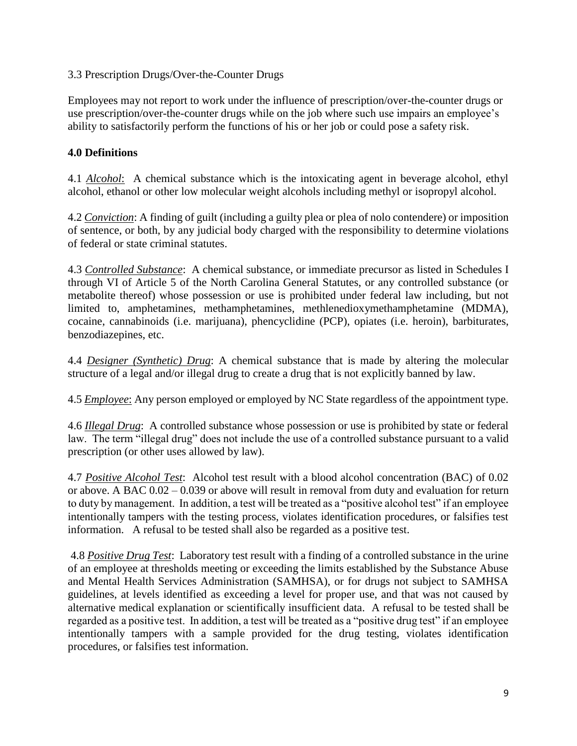3.3 Prescription Drugs/Over-the-Counter Drugs

Employees may not report to work under the influence of prescription/over-the-counter drugs or use prescription/over-the-counter drugs while on the job where such use impairs an employee's ability to satisfactorily perform the functions of his or her job or could pose a safety risk.

## 4.0 Definitions

4.1 *Alcohol*: A chemical substance which is the intoxicating agent in beverage alcohol, ethyl alcohol, ethanol or other low molecular weight alcohols including methyl or isopropyl alcohol.

4.2 *Conviction*: A finding of guilt (including a guilty plea or plea of nolo contendere) or imposition of sentence, or both, by any judicial body charged with the responsibility to determine violations of federal or state criminal statutes.

4.3 *Controlled Substance*: A chemical substance, or immediate precursor as listed in Schedules I through VI of Article 5 of the North Carolina General Statutes, or any controlled substance (or metabolite thereof) whose possession or use is prohibited under federal law including, but not limited to, amphetamines, methamphetamines, methlenedioxymethamphetamine (MDMA), cocaine, cannabinoids (i.e. marijuana), phencyclidine (PCP), opiates (i.e. heroin), barbiturates, benzodiazepines, etc.

4.4 *Designer (Synthetic) Drug*: A chemical substance that is made by altering the molecular structure of a legal and/or illegal drug to create a drug that is not explicitly banned by law.

4.5 *Employee*: Any person employed or employed by NC State regardless of the appointment type.

4.6 *Illegal Drug*: A controlled substance whose possession or use is prohibited by state or federal law. The term "illegal drug" does not include the use of a controlled substance pursuant to a valid prescription (or other uses allowed by law).

4.7 *Positive Alcohol Test*: Alcohol test result with a blood alcohol concentration (BAC) of 0.02 or above. A BAC 0.02 – 0.039 or above will result in removal from duty and evaluation for return to duty by management. In addition, a test will be treated as a "positive alcohol test" if an employee intentionally tampers with the testing process, violates identification procedures, or falsifies test information. A refusal to be tested shall also be regarded as a positive test.

4.8 *Positive Drug Test*: Laboratory test result with a finding of a controlled substance in the urine of an employee at thresholds meeting or exceeding the limits established by the Substance Abuse and Mental Health Services Administration (SAMHSA), or for drugs not subject to SAMHSA guidelines, at levels identified as exceeding a level for proper use, and that was not caused by alternative medical explanation or scientifically insufficient data. A refusal to be tested shall be regarded as a positive test. In addition, a test will be treated as a "positive drug test" if an employee intentionally tampers with a sample provided for the drug testing, violates identification procedures, or falsifies test information.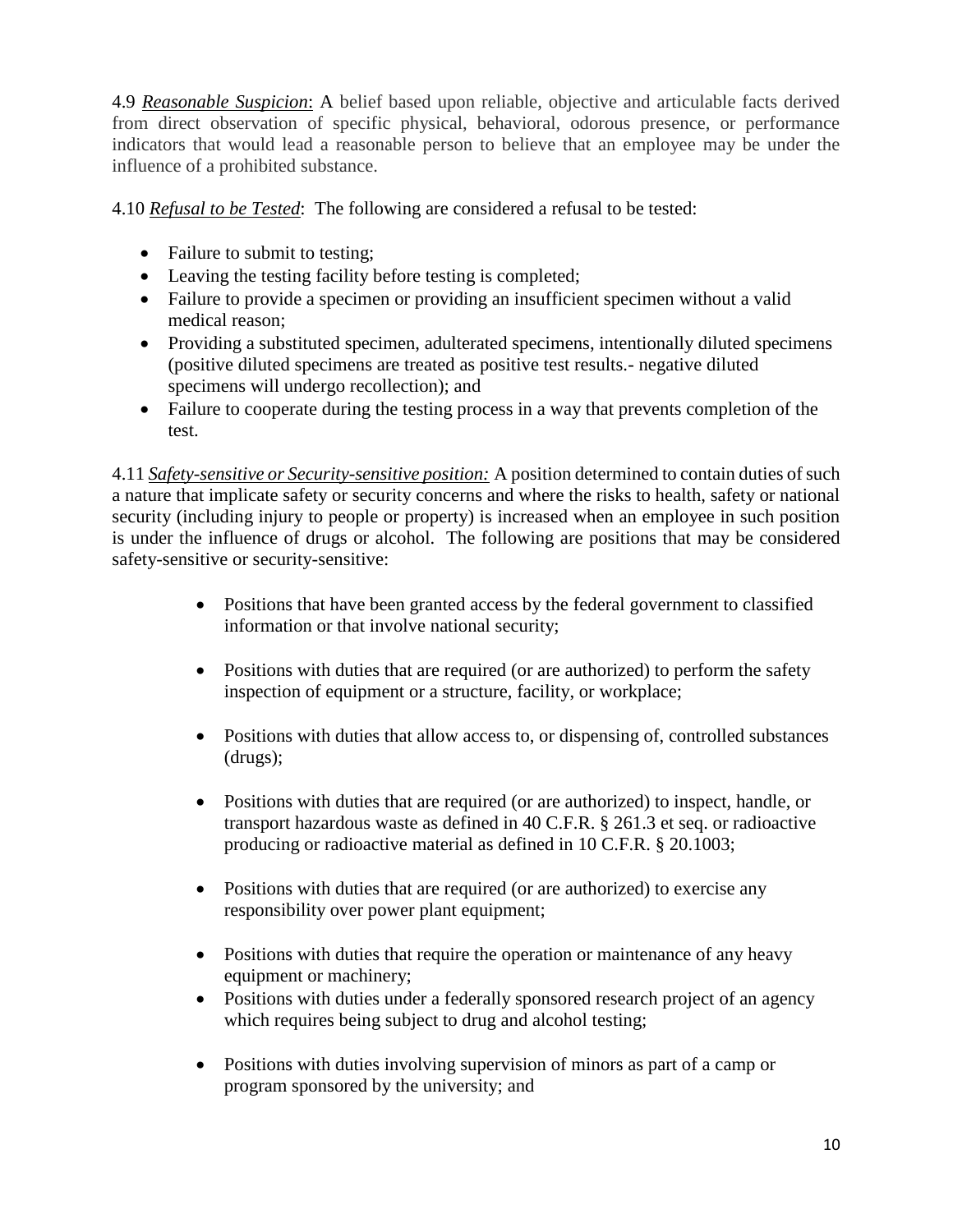4.9 ***Reasonable Suspicion***: A belief based upon reliable, objective and articulable facts derived from direct observation of specific physical, behavioral, odorous presence, or performance indicators that would lead a reasonable person to believe that an employee may be under the influence of a prohibited substance.

4.10 ***Refusal to be Tested***: The following are considered a refusal to be tested:

- Failure to submit to testing;
- Leaving the testing facility before testing is completed;
- Failure to provide a specimen or providing an insufficient specimen without a valid medical reason;
- Providing a substituted specimen, adulterated specimens, intentionally diluted specimens (positive diluted specimens are treated as positive test results.- negative diluted specimens will undergo recollection); and
- Failure to cooperate during the testing process in a way that prevents completion of the test.

4.11 ***Safety-sensitive or Security-sensitive position:*** A position determined to contain duties of such a nature that implicate safety or security concerns and where the risks to health, safety or national security (including injury to people or property) is increased when an employee in such position is under the influence of drugs or alcohol. The following are positions that may be considered safety-sensitive or security-sensitive:

- Positions that have been granted access by the federal government to classified information or that involve national security;
- Positions with duties that are required (or are authorized) to perform the safety inspection of equipment or a structure, facility, or workplace;
- Positions with duties that allow access to, or dispensing of, controlled substances (drugs);
- Positions with duties that are required (or are authorized) to inspect, handle, or transport hazardous waste as defined in 40 C.F.R. § 261.3 et seq. or radioactive producing or radioactive material as defined in 10 C.F.R. § 20.1003;
- Positions with duties that are required (or are authorized) to exercise any responsibility over power plant equipment;
- Positions with duties that require the operation or maintenance of any heavy equipment or machinery;
- Positions with duties under a federally sponsored research project of an agency which requires being subject to drug and alcohol testing;
- Positions with duties involving supervision of minors as part of a camp or program sponsored by the university; and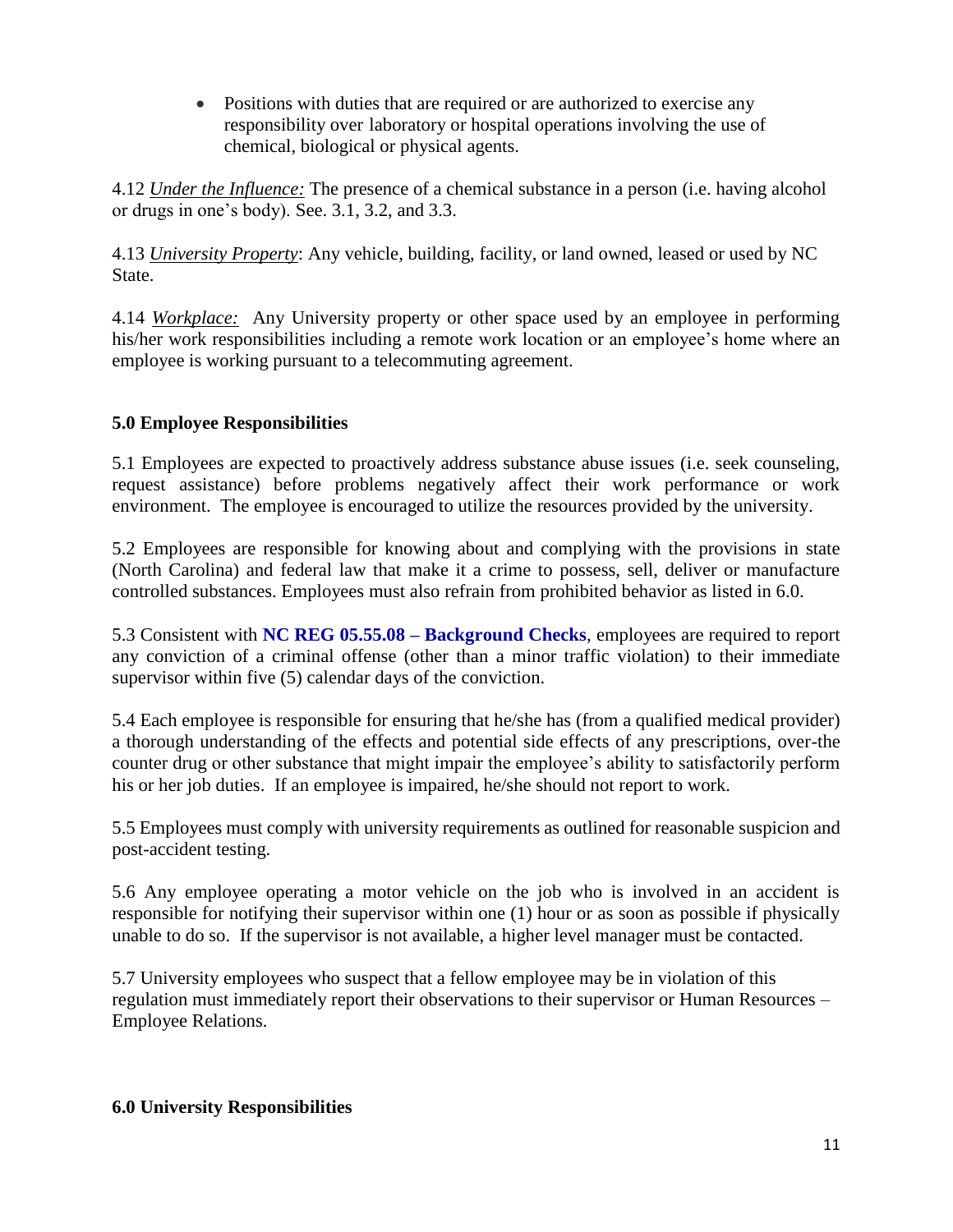- Positions with duties that are required or are authorized to exercise any responsibility over laboratory or hospital operations involving the use of chemical, biological or physical agents.

4.12 *Under the Influence:* The presence of a chemical substance in a person (i.e. having alcohol or drugs in one's body). See. 3.1, 3.2, and 3.3.

4.13 *University Property*: Any vehicle, building, facility, or land owned, leased or used by NC State.

4.14 *Workplace:* Any University property or other space used by an employee in performing his/her work responsibilities including a remote work location or an employee's home where an employee is working pursuant to a telecommuting agreement.

## 5.0 Employee Responsibilities

5.1 Employees are expected to proactively address substance abuse issues (i.e. seek counseling, request assistance) before problems negatively affect their work performance or work environment. The employee is encouraged to utilize the resources provided by the university.

5.2 Employees are responsible for knowing about and complying with the provisions in state (North Carolina) and federal law that make it a crime to possess, sell, deliver or manufacture controlled substances. Employees must also refrain from prohibited behavior as listed in 6.0.

5.3 Consistent with **NC REG 05.55.08 – Background Checks**, employees are required to report any conviction of a criminal offense (other than a minor traffic violation) to their immediate supervisor within five (5) calendar days of the conviction.

5.4 Each employee is responsible for ensuring that he/she has (from a qualified medical provider) a thorough understanding of the effects and potential side effects of any prescriptions, over-the counter drug or other substance that might impair the employee's ability to satisfactorily perform his or her job duties. If an employee is impaired, he/she should not report to work.

5.5 Employees must comply with university requirements as outlined for reasonable suspicion and post-accident testing.

5.6 Any employee operating a motor vehicle on the job who is involved in an accident is responsible for notifying their supervisor within one (1) hour or as soon as possible if physically unable to do so. If the supervisor is not available, a higher level manager must be contacted.

5.7 University employees who suspect that a fellow employee may be in violation of this regulation must immediately report their observations to their supervisor or Human Resources – Employee Relations.

## 6.0 University Responsibilities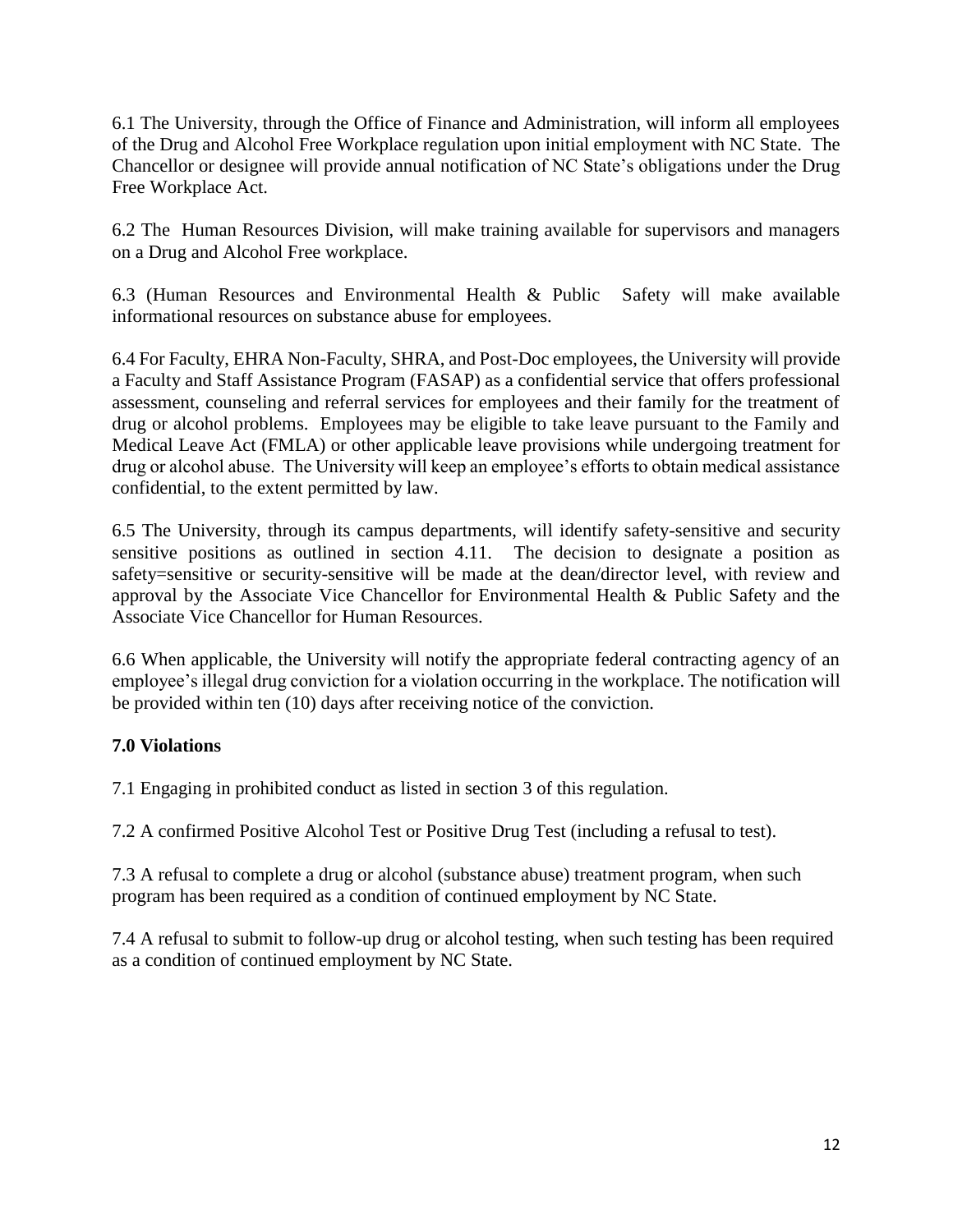6.1 The University, through the Office of Finance and Administration, will inform all employees of the Drug and Alcohol Free Workplace regulation upon initial employment with NC State. The Chancellor or designee will provide annual notification of NC State's obligations under the Drug Free Workplace Act.

6.2 The Human Resources Division, will make training available for supervisors and managers on a Drug and Alcohol Free workplace.

6.3 (Human Resources and Environmental Health & Public Safety will make available informational resources on substance abuse for employees.

6.4 For Faculty, EHRA Non-Faculty, SHRA, and Post-Doc employees, the University will provide a Faculty and Staff Assistance Program (FASAP) as a confidential service that offers professional assessment, counseling and referral services for employees and their family for the treatment of drug or alcohol problems. Employees may be eligible to take leave pursuant to the Family and Medical Leave Act (FMLA) or other applicable leave provisions while undergoing treatment for drug or alcohol abuse. The University will keep an employee's efforts to obtain medical assistance confidential, to the extent permitted by law.

6.5 The University, through its campus departments, will identify safety-sensitive and security sensitive positions as outlined in section 4.11. The decision to designate a position as safety=sensitive or security-sensitive will be made at the dean/director level, with review and approval by the Associate Vice Chancellor for Environmental Health & Public Safety and the Associate Vice Chancellor for Human Resources.

6.6 When applicable, the University will notify the appropriate federal contracting agency of an employee's illegal drug conviction for a violation occurring in the workplace. The notification will be provided within ten (10) days after receiving notice of the conviction.

### 7.0 Violations

7.1 Engaging in prohibited conduct as listed in section 3 of this regulation.

7.2 A confirmed Positive Alcohol Test or Positive Drug Test (including a refusal to test).

7.3 A refusal to complete a drug or alcohol (substance abuse) treatment program, when such program has been required as a condition of continued employment by NC State.

7.4 A refusal to submit to follow-up drug or alcohol testing, when such testing has been required as a condition of continued employment by NC State.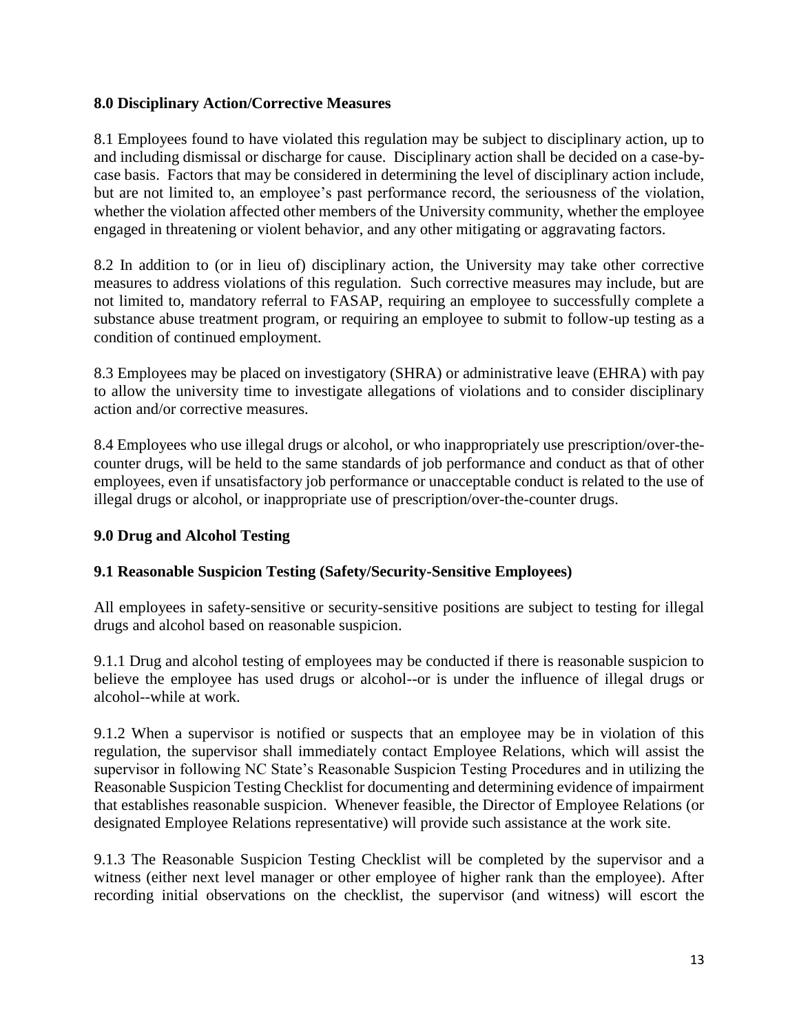### 8.0 Disciplinary Action/Corrective Measures

8.1 Employees found to have violated this regulation may be subject to disciplinary action, up to and including dismissal or discharge for cause. Disciplinary action shall be decided on a case-by-case basis. Factors that may be considered in determining the level of disciplinary action include, but are not limited to, an employee's past performance record, the seriousness of the violation, whether the violation affected other members of the University community, whether the employee engaged in threatening or violent behavior, and any other mitigating or aggravating factors.

8.2 In addition to (or in lieu of) disciplinary action, the University may take other corrective measures to address violations of this regulation. Such corrective measures may include, but are not limited to, mandatory referral to FASAP, requiring an employee to successfully complete a substance abuse treatment program, or requiring an employee to submit to follow-up testing as a condition of continued employment.

8.3 Employees may be placed on investigatory (SHRA) or administrative leave (EHRA) with pay to allow the university time to investigate allegations of violations and to consider disciplinary action and/or corrective measures.

8.4 Employees who use illegal drugs or alcohol, or who inappropriately use prescription/over-the-counter drugs, will be held to the same standards of job performance and conduct as that of other employees, even if unsatisfactory job performance or unacceptable conduct is related to the use of illegal drugs or alcohol, or inappropriate use of prescription/over-the-counter drugs.

### 9.0 Drug and Alcohol Testing

#### 9.1 Reasonable Suspicion Testing (Safety/Security-Sensitive Employees)

All employees in safety-sensitive or security-sensitive positions are subject to testing for illegal drugs and alcohol based on reasonable suspicion.

9.1.1 Drug and alcohol testing of employees may be conducted if there is reasonable suspicion to believe the employee has used drugs or alcohol--or is under the influence of illegal drugs or alcohol--while at work.

9.1.2 When a supervisor is notified or suspects that an employee may be in violation of this regulation, the supervisor shall immediately contact Employee Relations, which will assist the supervisor in following NC State's Reasonable Suspicion Testing Procedures and in utilizing the Reasonable Suspicion Testing Checklist for documenting and determining evidence of impairment that establishes reasonable suspicion. Whenever feasible, the Director of Employee Relations (or designated Employee Relations representative) will provide such assistance at the work site.

9.1.3 The Reasonable Suspicion Testing Checklist will be completed by the supervisor and a witness (either next level manager or other employee of higher rank than the employee). After recording initial observations on the checklist, the supervisor (and witness) will escort the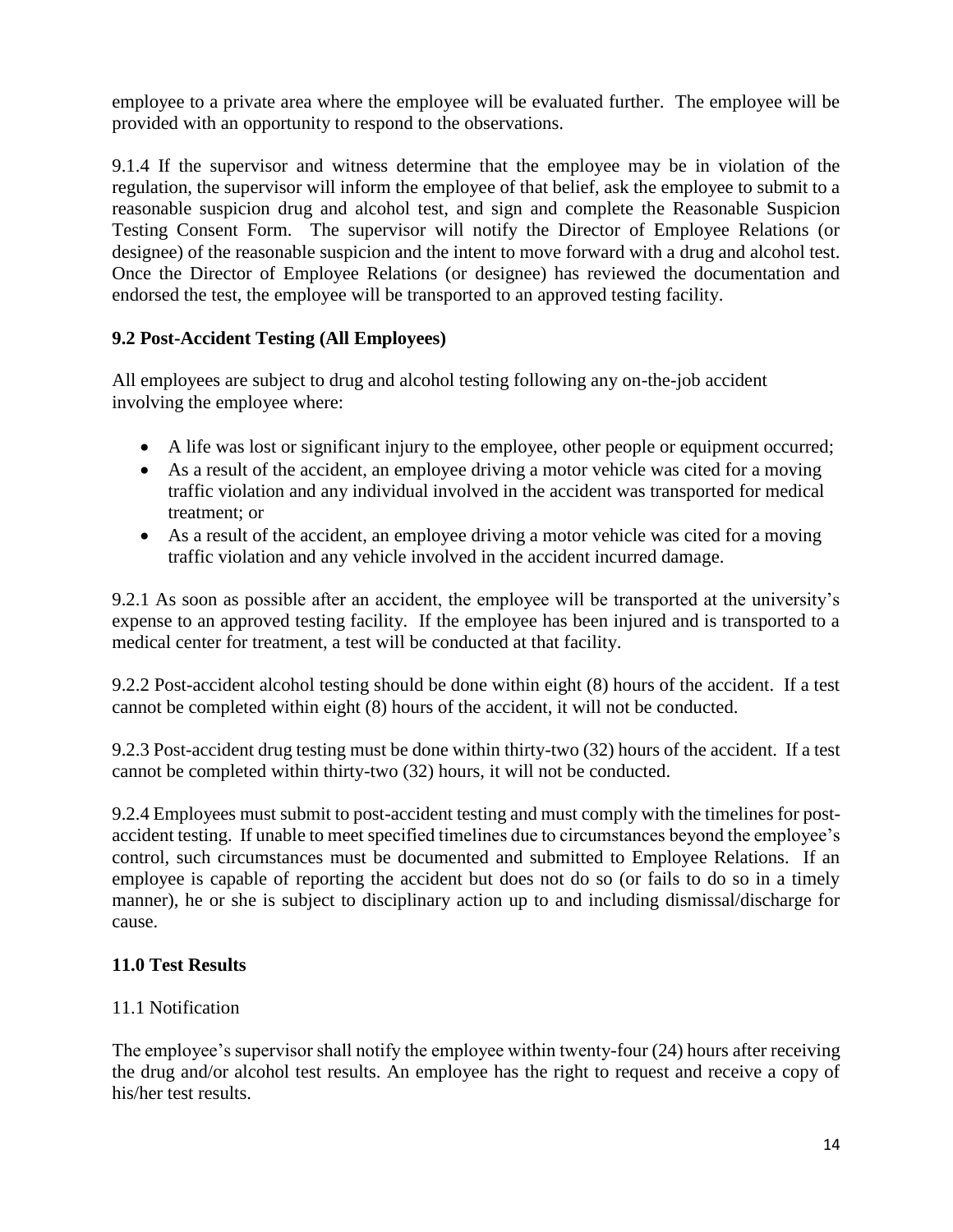employee to a private area where the employee will be evaluated further. The employee will be provided with an opportunity to respond to the observations.

9.1.4 If the supervisor and witness determine that the employee may be in violation of the regulation, the supervisor will inform the employee of that belief, ask the employee to submit to a reasonable suspicion drug and alcohol test, and sign and complete the Reasonable Suspicion Testing Consent Form. The supervisor will notify the Director of Employee Relations (or designee) of the reasonable suspicion and the intent to move forward with a drug and alcohol test. Once the Director of Employee Relations (or designee) has reviewed the documentation and endorsed the test, the employee will be transported to an approved testing facility.

### 9.2 Post-Accident Testing (All Employees)

All employees are subject to drug and alcohol testing following any on-the-job accident involving the employee where:

- A life was lost or significant injury to the employee, other people or equipment occurred;
- As a result of the accident, an employee driving a motor vehicle was cited for a moving traffic violation and any individual involved in the accident was transported for medical treatment; or
- As a result of the accident, an employee driving a motor vehicle was cited for a moving traffic violation and any vehicle involved in the accident incurred damage.

9.2.1 As soon as possible after an accident, the employee will be transported at the university's expense to an approved testing facility. If the employee has been injured and is transported to a medical center for treatment, a test will be conducted at that facility.

9.2.2 Post-accident alcohol testing should be done within eight (8) hours of the accident. If a test cannot be completed within eight (8) hours of the accident, it will not be conducted.

9.2.3 Post-accident drug testing must be done within thirty-two (32) hours of the accident. If a test cannot be completed within thirty-two (32) hours, it will not be conducted.

9.2.4 Employees must submit to post-accident testing and must comply with the timelines for post-accident testing. If unable to meet specified timelines due to circumstances beyond the employee's control, such circumstances must be documented and submitted to Employee Relations. If an employee is capable of reporting the accident but does not do so (or fails to do so in a timely manner), he or she is subject to disciplinary action up to and including dismissal/discharge for cause.

## 11.0 Test Results

11.1 Notification

The employee's supervisor shall notify the employee within twenty-four (24) hours after receiving the drug and/or alcohol test results. An employee has the right to request and receive a copy of his/her test results.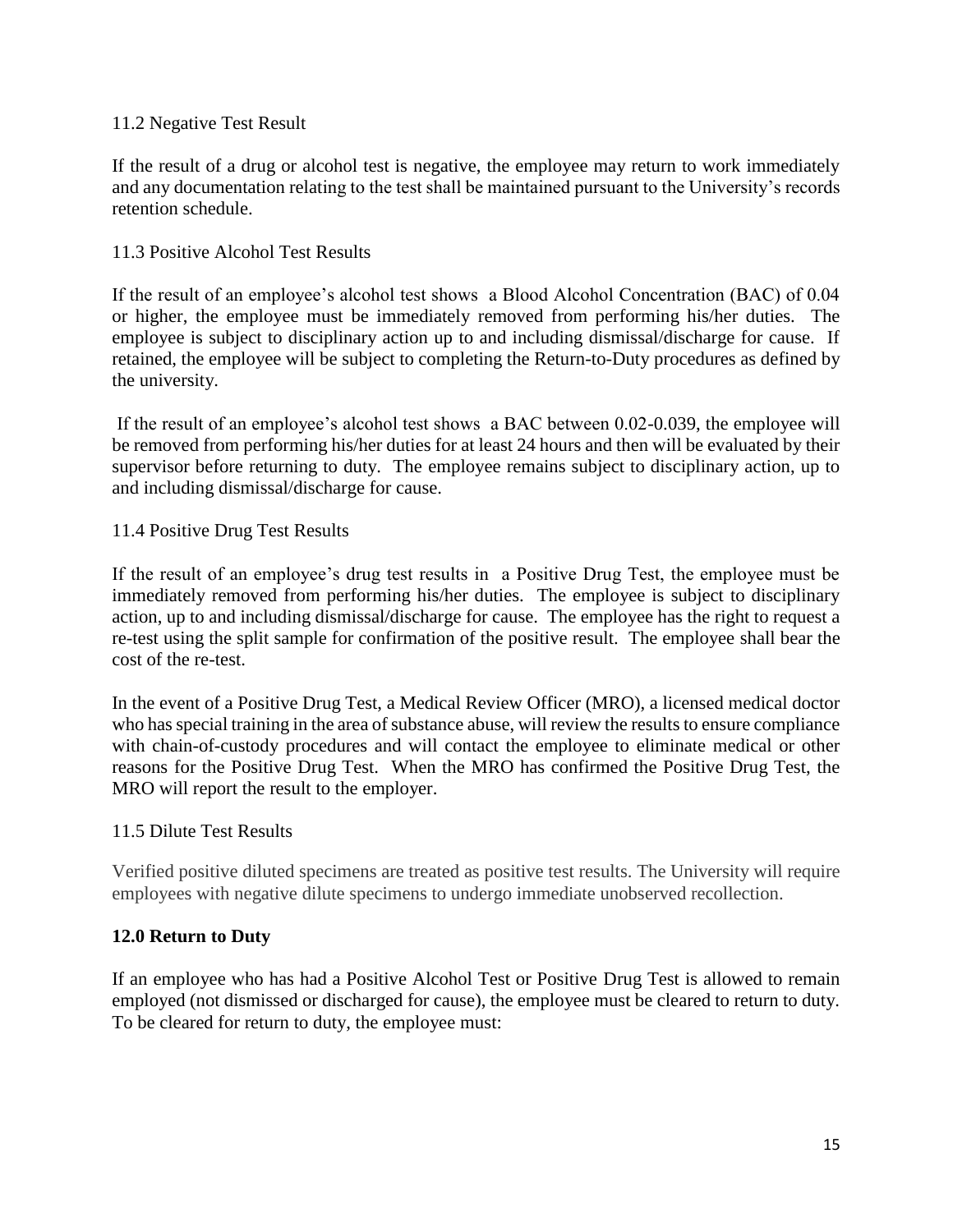11.2 Negative Test Result

If the result of a drug or alcohol test is negative, the employee may return to work immediately and any documentation relating to the test shall be maintained pursuant to the University's records retention schedule.

11.3 Positive Alcohol Test Results

If the result of an employee's alcohol test shows a Blood Alcohol Concentration (BAC) of 0.04 or higher, the employee must be immediately removed from performing his/her duties. The employee is subject to disciplinary action up to and including dismissal/discharge for cause. If retained, the employee will be subject to completing the Return-to-Duty procedures as defined by the university.

If the result of an employee's alcohol test shows a BAC between 0.02-0.039, the employee will be removed from performing his/her duties for at least 24 hours and then will be evaluated by their supervisor before returning to duty. The employee remains subject to disciplinary action, up to and including dismissal/discharge for cause.

11.4 Positive Drug Test Results

If the result of an employee's drug test results in a Positive Drug Test, the employee must be immediately removed from performing his/her duties. The employee is subject to disciplinary action, up to and including dismissal/discharge for cause. The employee has the right to request a re-test using the split sample for confirmation of the positive result. The employee shall bear the cost of the re-test.

In the event of a Positive Drug Test, a Medical Review Officer (MRO), a licensed medical doctor who has special training in the area of substance abuse, will review the results to ensure compliance with chain-of-custody procedures and will contact the employee to eliminate medical or other reasons for the Positive Drug Test. When the MRO has confirmed the Positive Drug Test, the MRO will report the result to the employer.

11.5 Dilute Test Results

Verified positive diluted specimens are treated as positive test results. The University will require employees with negative dilute specimens to undergo immediate unobserved recollection.

## 12.0 Return to Duty

If an employee who has had a Positive Alcohol Test or Positive Drug Test is allowed to remain employed (not dismissed or discharged for cause), the employee must be cleared to return to duty. To be cleared for return to duty, the employee must: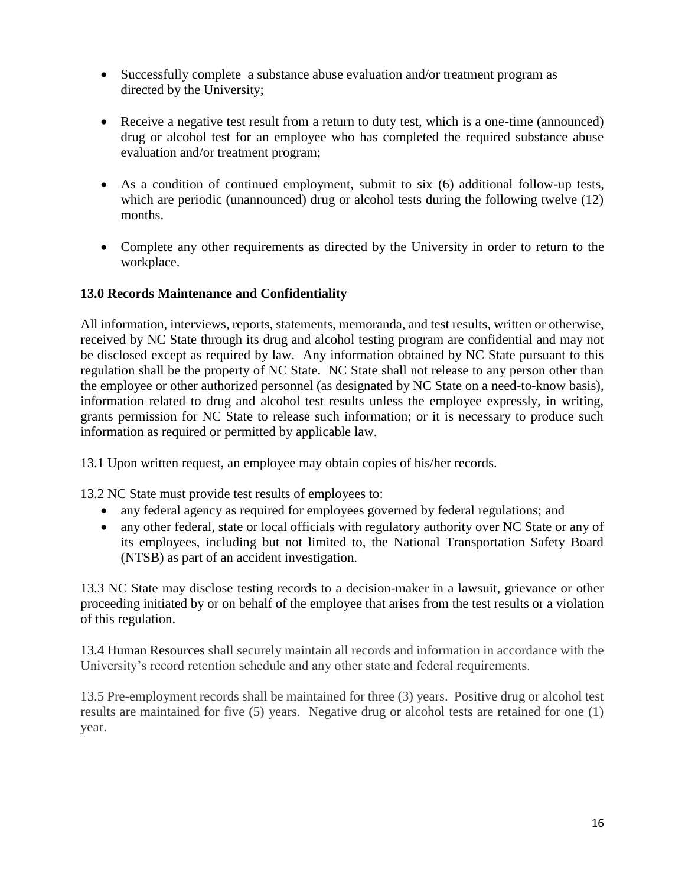- Successfully complete a substance abuse evaluation and/or treatment program as directed by the University;

- Receive a negative test result from a return to duty test, which is a one-time (announced) drug or alcohol test for an employee who has completed the required substance abuse evaluation and/or treatment program;

- As a condition of continued employment, submit to six (6) additional follow-up tests, which are periodic (unannounced) drug or alcohol tests during the following twelve (12) months.

- Complete any other requirements as directed by the University in order to return to the workplace.

### 13.0 Records Maintenance and Confidentiality

All information, interviews, reports, statements, memoranda, and test results, written or otherwise, received by NC State through its drug and alcohol testing program are confidential and may not be disclosed except as required by law. Any information obtained by NC State pursuant to this regulation shall be the property of NC State. NC State shall not release to any person other than the employee or other authorized personnel (as designated by NC State on a need-to-know basis), information related to drug and alcohol test results unless the employee expressly, in writing, grants permission for NC State to release such information; or it is necessary to produce such information as required or permitted by applicable law.

13.1 Upon written request, an employee may obtain copies of his/her records.

13.2 NC State must provide test results of employees to:

- any federal agency as required for employees governed by federal regulations; and
- any other federal, state or local officials with regulatory authority over NC State or any of its employees, including but not limited to, the National Transportation Safety Board (NTSB) as part of an accident investigation.

13.3 NC State may disclose testing records to a decision-maker in a lawsuit, grievance or other proceeding initiated by or on behalf of the employee that arises from the test results or a violation of this regulation.

13.4 Human Resources shall securely maintain all records and information in accordance with the University's record retention schedule and any other state and federal requirements.

13.5 Pre-employment records shall be maintained for three (3) years. Positive drug or alcohol test results are maintained for five (5) years. Negative drug or alcohol tests are retained for one (1) year.